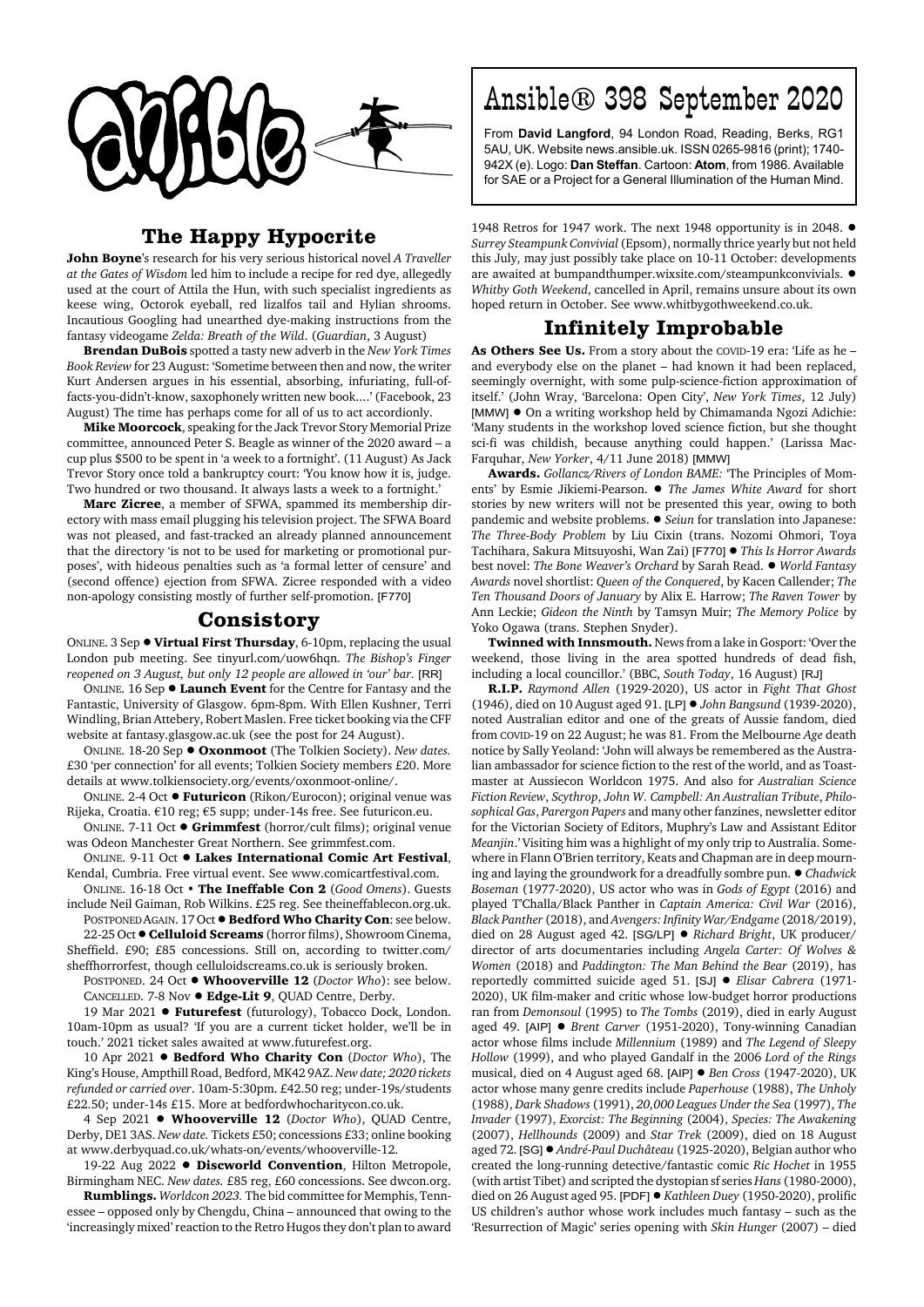# Ansible® 398 September 2020

From **David Langford**, 94 London Road, Reading, Berks, RG1 5AU, UK. Website news.ansible.uk. ISSN 0265-9816 (print); 1740-942X (e). Logo: **Dan Steffan**. Cartoon: **Atom**, from 1986. Available for SAE or a Project for a General Illumination of the Human Mind.

## The Happy Hypocrite

**John Boyne**'s research for his very serious historical novel *A Traveller at the Gates of Wisdom* led him to include a recipe for red dye, allegedly used at the court of Attila the Hun, with such specialist ingredients as keese wing, Octorok eyeball, red lizalfos tail and Hylian shrooms. Incautious Googling had unearthed dye-making instructions from the fantasy videogame *Zelda: Breath of the Wild*. (*Guardian*, 3 August)

**Brendan DuBois** spotted a tasty new adverb in the *New York Times Book Review* for 23 August: 'Sometime between then and now, the writer Kurt Andersen argues in his essential, absorbing, infuriating, full-of-facts-you-didn't-know, saxophonely written new book....' (Facebook, 23 August) The time has perhaps come for all of us to act accordingly.

**Mike Moorcock**, speaking for the Jack Trevor Story Memorial Prize committee, announced Peter S. Beagle as winner of the 2020 award – a cup plus $500 to be spent in 'a week to a fortnight'. (11 August) As Jack Trevor Story once told a bankruptcy court: 'You know how it is, judge. Two hundred or two thousand. It always lasts a week to a fortnight.'

**Marc Zicree**, a member of SFWA, spammed its membership directory with mass email plugging his television project. The SFWA Board was not pleased, and fast-tracked an already planned announcement that the directory 'is not to be used for marketing or promotional purposes', with hideous penalties such as 'a formal letter of censure' and (second offence) ejection from SFWA. Zicree responded with a video non-apology consisting mostly of further self-promotion. [F770]

## Consistory

ONLINE. 3 Sep ● **Virtual First Thursday**, 6-10pm, replacing the usual London pub meeting. See tinyurl.com/uow6hqn. *The Bishop's Finger reopened on 3 August, but only 12 people are allowed in 'our' bar.* [RR]

ONLINE. 16 Sep ● **Launch Event** for the Centre for Fantasy and the Fantastic, University of Glasgow. 6pm-8pm. With Ellen Kushner, Terri Windling, Brian Attebery, Robert Maslen. Free ticket booking via the CFF website at fantasy.glasgow.ac.uk (see the post for 24 August).

ONLINE. 18-20 Sep ● **Oxonmoot** (The Tolkien Society). *New dates.* £30 'per connection' for all events; Tolkien Society members £20. More details at www.tolkiensociety.org/events/oxonmoot-online/.

ONLINE. 2-4 Oct ● **Futuricon** (Rikon/Eurocon); original venue was Rijeka, Croatia. €10 reg; €5 supp; under-14s free. See futuricon.eu.

ONLINE. 7-11 Oct ● **Grimmfest** (horror/cult films); original venue was Odeon Manchester Great Northern. See grimmfest.com.

ONLINE. 9-11 Oct ● **Lakes International Comic Art Festival**, Kendal, Cumbria. Free virtual event. See www.comicartfestival.com.

ONLINE. 16-18 Oct • **The Ineffable Con 2** (*Good Omens*). Guests include Neil Gaiman, Rob Wilkins. £25 reg. See theineffablecon.org.uk.

POSTPONED AGAIN. 17 Oct ● **Bedford Who Charity Con**: see below.

22-25 Oct ● **Celluloid Screams** (horror films), Showroom Cinema, Sheffield. £90; £85 concessions. Still on, according to twitter.com/sheffhorrorfest, though celluloidscreams.co.uk is seriously broken.

POSTPONED. 24 Oct ● **Whooverville 12** (*Doctor Who*): see below.

CANCELLED. 7-8 Nov ● **Edge-Lit 9**, QUAD Centre, Derby.

19 Mar 2021 ● **Futurefest** (futurology), Tobacco Dock, London. 10am-10pm as usual? 'If you are a current ticket holder, we'll be in touch.' 2021 ticket sales awaited at www.futurefest.org.

10 Apr 2021 ● **Bedford Who Charity Con** (*Doctor Who*), The King's House, Ampthill Road, Bedford, MK42 9AZ. *New date; 2020 tickets refunded or carried over*. 10am-5:30pm. £42.50 reg; under-19s/students £22.50; under-14s £15. More at bedfordwhocharitycon.co.uk.

4 Sep 2021 ● **Whooverville 12** (*Doctor Who*), QUAD Centre, Derby, DE1 3AS. *New date.* Tickets £50; concessions £33; online booking at www.derbyquad.co.uk/whats-on/events/whooverville-12.

19-22 Aug 2022 ● **Discworld Convention**, Hilton Metropole, Birmingham NEC. *New dates.* £85 reg, £60 concessions. See dwcon.org.

**Rumblings.** *Worldcon 2023.* The bid committee for Memphis, Tennessee – opposed only by Chengdu, China – announced that owing to the 'increasingly mixed' reaction to the Retro Hugos they don't plan to award 1948 Retros for 1947 work. The next 1948 opportunity is in 2048. ● *Surrey Steampunk Convivial* (Epsom), normally thrice yearly but not held this July, may just possibly take place on 10-11 October: developments are awaited at bumpandthumper.wixsite.com/steampunkconvivials. ● *Whitby Goth Weekend*, cancelled in April, remains unsure about its own hoped return in October. See www.whitbygothweekend.co.uk.

## Infinitely Improbable

**As Others See Us.** From a story about the COVID-19 era: 'Life as he – and everybody else on the planet – had known it had been replaced, seemingly overnight, with some pulp-science-fiction approximation of itself.' (John Wray, 'Barcelona: Open City', *New York Times*, 12 July) [MMW] ● On a writing workshop held by Chimamanda Ngozi Adichie: 'Many students in the workshop loved science fiction, but she thought sci-fi was childish, because anything could happen.' (Larissa MacFarquhar, *New Yorker*, 4/11 June 2018) [MMW]

**Awards.** *Gollancz/Rivers of London BAME:* 'The Principles of Moments' by Esmie Jikiemi-Pearson. ● *The James White Award* for short stories by new writers will not be presented this year, owing to both pandemic and website problems. ● *Seiun* for translation into Japanese: *The Three-Body Problem* by Liu Cixin (trans. Nozomi Ohmori, Toya Tachihara, Sakura Mitsuyoshi, Wan Zai) [F770] ● *This Is Horror Awards* best novel: *The Bone Weaver's Orchard* by Sarah Read. ● *World Fantasy Awards* novel shortlist: *Queen of the Conquered*, by Kacen Callender; *The Ten Thousand Doors of January* by Alix E. Harrow; *The Raven Tower* by Ann Leckie; *Gideon the Ninth* by Tamsyn Muir; *The Memory Police* by Yoko Ogawa (trans. Stephen Snyder).

**Twinned with Innsmouth.** News from a lake in Gosport: 'Over the weekend, those living in the area spotted hundreds of dead fish, including a local councillor.' (BBC, *South Today*, 16 August) [RJ]

**R.I.P.** *Raymond Allen* (1929-2020), US actor in *Fight That Ghost* (1946), died on 10 August aged 91. [LP] ● *John Bangsund* (1939-2020), noted Australian editor and one of the greats of Aussie fandom, died from COVID-19 on 22 August; he was 81. From the Melbourne *Age* death notice by Sally Yeoland: 'John will always be remembered as the Australian ambassador for science fiction to the rest of the world, and as Toastmaster at Aussiecon Worldcon 1975. And also for *Australian Science Fiction Review*, *Scythrop*, *John W. Campbell: An Australian Tribute*, *Philosophical Gas*, *Parergon Papers* and many other fanzines, newsletter editor for the Victorian Society of Editors, Muphry's Law and Assistant Editor *Meanjin*.' Visiting him was a highlight of my only trip to Australia. Somewhere in Flann O'Brien territory, Keats and Chapman are in deep mourning and laying the groundwork for a dreadfully sombre pun. ● *Chadwick Boseman* (1977-2020), US actor who was in *Gods of Egypt* (2016) and played T'Challa/Black Panther in *Captain America: Civil War* (2016), *Black Panther* (2018), and *Avengers: Infinity War/Endgame* (2018/2019), died on 28 August aged 42. [SG/LP] ● *Richard Bright*, UK producer/director of arts documentaries including *Angela Carter: Of Wolves & Women* (2018) and *Paddington: The Man Behind the Bear* (2019), has reportedly committed suicide aged 51. [SJ] ● *Elisar Cabrera* (1971-2020), UK film-maker and critic whose low-budget horror productions ran from *Demonsoul* (1995) to *The Tombs* (2019), died in early August aged 49. [AIP] ● *Brent Carver* (1951-2020), Tony-winning Canadian actor whose films include *Millennium* (1989) and *The Legend of Sleepy Hollow* (1999), and who played Gandalf in the 2006 *Lord of the Rings* musical, died on 4 August aged 68. [AIP] ● *Ben Cross* (1947-2020), UK actor whose many genre credits include *Paperhouse* (1988), *The Unholy* (1988), *Dark Shadows* (1991), *20,000 Leagues Under the Sea* (1997), *The Invader* (1997), *Exorcist: The Beginning* (2004), *Species: The Awakening* (2007), *Hellhounds* (2009) and *Star Trek* (2009), died on 18 August aged 72. [SG] ● *André-Paul Duchâteau* (1925-2020), Belgian author who created the long-running detective/fantastic comic *Ric Hochet* in 1955 (with artist Tibet) and scripted the dystopian sf series *Hans* (1980-2000), died on 26 August aged 95. [PDF] ● *Kathleen Duey* (1950-2020), prolific US children's author whose work includes much fantasy – such as the 'Resurrection of Magic' series opening with *Skin Hunger* (2007) – died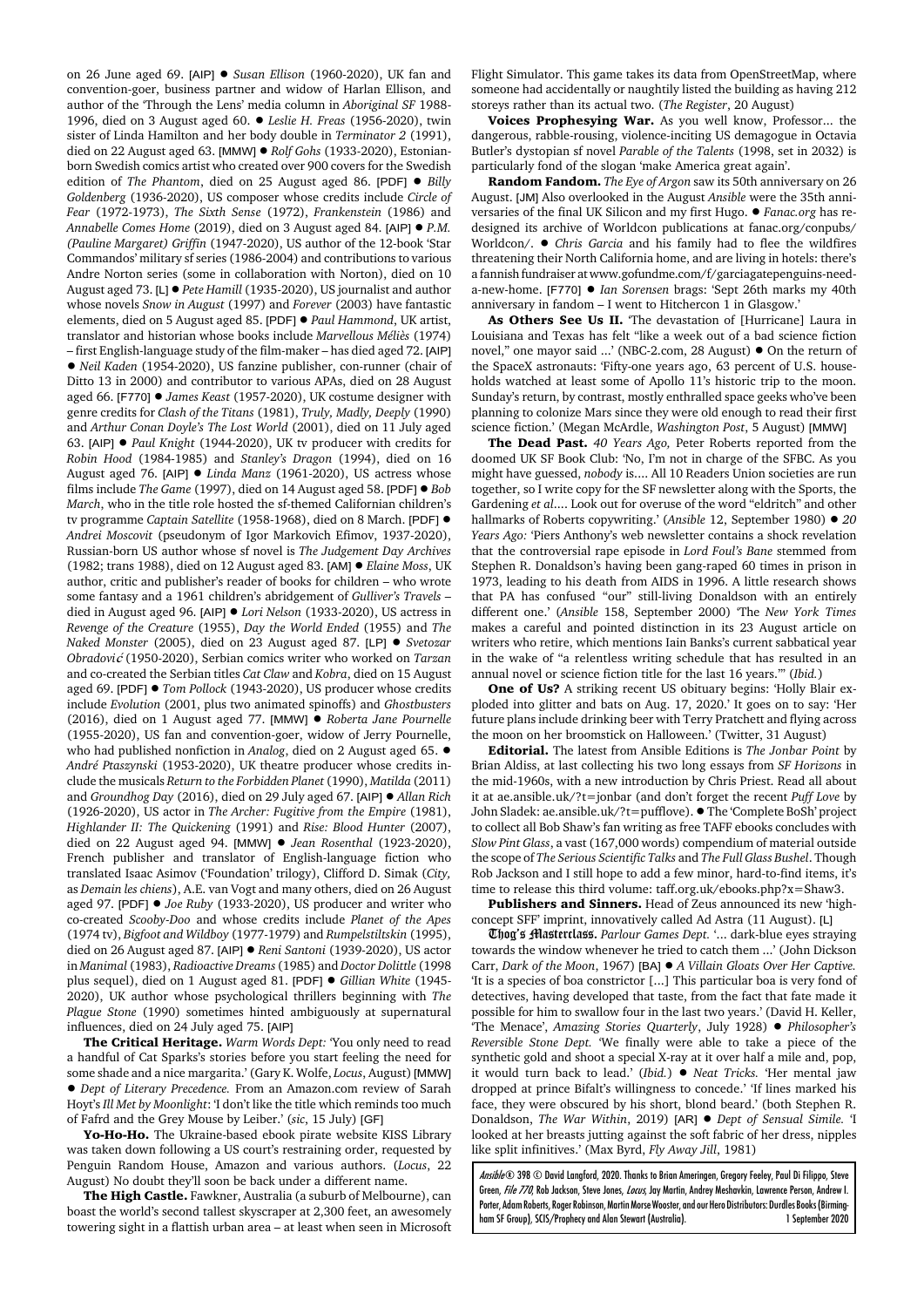on 26 June aged 69. [AIP] ● *Susan Ellison* (1960-2020), UK fan and convention-goer, business partner and widow of Harlan Ellison, and author of the 'Through the Lens' media column in *Aboriginal SF* 1988-1996, died on 3 August aged 60. ● *Leslie H. Freas* (1956-2020), twin sister of Linda Hamilton and her body double in *Terminator 2* (1991), died on 22 August aged 63. [MMW] ● *Rolf Gohs* (1933-2020), Estonian-born Swedish comics artist who created over 900 covers for the Swedish edition of *The Phantom*, died on 25 August aged 86. [PDF] ● *Billy Goldenberg* (1936-2020), US composer whose credits include *Circle of Fear* (1972-1973), *The Sixth Sense* (1972), *Frankenstein* (1986) and *Annabelle Comes Home* (2019), died on 3 August aged 84. [AIP] ● *P.M. (Pauline Margaret) Griffin* (1947-2020), US author of the 12-book 'Star Commandos' military sf series (1986-2004) and contributions to various Andre Norton series (some in collaboration with Norton), died on 10 August aged 73. [L] ● *Pete Hamill* (1935-2020), US journalist and author whose novels *Snow in August* (1997) and *Forever* (2003) have fantastic elements, died on 5 August aged 85. [PDF] ● *Paul Hammond*, UK artist, translator and historian whose books include *Marvellous Méliès* (1974) – first English-language study of the film-maker – has died aged 72. [AIP] ● *Neil Kaden* (1954-2020), US fanzine publisher, con-runner (chair of Ditto 13 in 2000) and contributor to various APAs, died on 28 August aged 66. [F770] ● *James Keast* (1957-2020), UK costume designer with genre credits for *Clash of the Titans* (1981), *Truly, Madly, Deeply* (1990) and *Arthur Conan Doyle's The Lost World* (2001), died on 11 July aged 63. [AIP] ● *Paul Knight* (1944-2020), UK tv producer with credits for *Robin Hood* (1984-1985) and *Stanley's Dragon* (1994), died on 16 August aged 76. [AIP] ● *Linda Manz* (1961-2020), US actress whose films include *The Game* (1997), died on 14 August aged 58. [PDF] ● *Bob March*, who in the title role hosted the sf-themed Californian children's tv programme *Captain Satellite* (1958-1968), died on 8 March. [PDF] ● *Andrei Moscovit* (pseudonym of Igor Markovich Efimov, 1937-2020), Russian-born US author whose sf novel is *The Judgement Day Archives* (1982; trans 1988), died on 12 August aged 83. [AM] ● *Elaine Moss*, UK author, critic and publisher's reader of books for children – who wrote some fantasy and a 1961 children's abridgement of *Gulliver's Travels* – died in August aged 96. [AIP] ● *Lori Nelson* (1933-2020), US actress in *Revenge of the Creature* (1955), *Day the World Ended* (1955) and *The Naked Monster* (2005), died on 23 August aged 87. [LP] ● *Svetozar Obradović* (1950-2020), Serbian comics writer who worked on *Tarzan* and co-created the Serbian titles *Cat Claw* and *Kobra*, died on 15 August aged 69. [PDF] ● *Tom Pollock* (1943-2020), US producer whose credits include *Evolution* (2001, plus two animated spinoffs) and *Ghostbusters* (2016), died on 1 August aged 77. [MMW] ● *Roberta Jane Pournelle* (1955-2020), US fan and convention-goer, widow of Jerry Pournelle, who had published nonfiction in *Analog*, died on 2 August aged 65. ● *André Ptaszynski* (1953-2020), UK theatre producer whose credits include the musicals *Return to the Forbidden Planet* (1990), *Matilda* (2011) and *Groundhog Day* (2016), died on 29 July aged 67. [AIP] ● *Allan Rich* (1926-2020), US actor in *The Archer: Fugitive from the Empire* (1981), *Highlander II: The Quickening* (1991) and *Rise: Blood Hunter* (2007), died on 22 August aged 94. [MMW] ● *Jean Rosenthal* (1923-2020), French publisher and translator of English-language fiction who translated Isaac Asimov ('Foundation' trilogy), Clifford D. Simak (*City*, as *Demain les chiens*), A.E. van Vogt and many others, died on 26 August aged 97. [PDF] ● *Joe Ruby* (1933-2020), US producer and writer who co-created *Scooby-Doo* and whose credits include *Planet of the Apes* (1974 tv), *Bigfoot and Wildboy* (1977-1979) and *Rumpelstiltskin* (1995), died on 26 August aged 87. [AIP] ● *Reni Santoni* (1939-2020), US actor in *Manimal* (1983), *Radioactive Dreams* (1985) and *Doctor Dolittle* (1998 plus sequel), died on 1 August aged 81. [PDF] ● *Gillian White* (1945-2020), UK author whose psychological thrillers beginning with *The Plague Stone* (1990) sometimes hinted ambiguously at supernatural influences, died on 24 July aged 75. [AIP]

**The Critical Heritage.** *Warm Words Dept:* 'You only need to read a handful of Cat Sparks's stories before you start feeling the need for some shade and a nice margarita.' (Gary K. Wolfe, *Locus*, August) [MMW] ● *Dept of Literary Precedence.* From an Amazon.com review of Sarah Hoyt's *Ill Met by Moonlight*: 'I don't like the title which reminds too much of Fafrd and the Grey Mouse by Leiber.' (*sic*, 15 July) [GF]

**Yo-Ho-Ho.** The Ukraine-based ebook pirate website KISS Library was taken down following a US court's restraining order, requested by Penguin Random House, Amazon and various authors. (*Locus*, 22 August) No doubt they'll soon be back under a different name.

**The High Castle.** Fawkner, Australia (a suburb of Melbourne), can boast the world's second tallest skyscraper at 2,300 feet, an awesomely towering sight in a flattish urban area – at least when seen in Microsoft Flight Simulator. This game takes its data from OpenStreetMap, where someone had accidentally or naughtily listed the building as having 212 storeys rather than its actual two. (*The Register*, 20 August)

**Voices Prophesying War.** As you well know, Professor... the dangerous, rabble-rousing, violence-inciting US demagogue in Octavia Butler's dystopian sf novel *Parable of the Talents* (1998, set in 2032) is particularly fond of the slogan 'make America great again'.

**Random Fandom.** *The Eye of Argon* saw its 50th anniversary on 26 August. [JM] Also overlooked in the August *Ansible* were the 35th anniversaries of the final UK Silicon and my first Hugo. ● *Fanac.org* has redesigned its archive of Worldcon publications at fanac.org/conpubs/Worldcon/. ● *Chris Garcia* and his family had to flee the wildfires threatening their North California home, and are living in hotels: there's a fannish fundraiser at www.gofundme.com/f/garciagatepenguins-need-a-new-home. [F770] ● *Ian Sorensen* brags: 'Sept 26th marks my 40th anniversary in fandom – I went to Hitchercon 1 in Glasgow.'

**As Others See Us II.** 'The devastation of [Hurricane] Laura in Louisiana and Texas has felt "like a week out of a bad science fiction novel," one mayor said ...' (NBC-2.com, 28 August) ● On the return of the SpaceX astronauts: 'Fifty-one years ago, 63 percent of U.S. households watched at least some of Apollo 11's historic trip to the moon. Sunday's return, by contrast, mostly enthralled space geeks who've been planning to colonize Mars since they were old enough to read their first science fiction.' (Megan McArdle, *Washington Post*, 5 August) [MMW]

**The Dead Past.** *40 Years Ago,* Peter Roberts reported from the doomed UK SF Book Club: 'No, I'm not in charge of the SFBC. As you might have guessed, *nobody* is.... All 10 Readers Union societies are run together, so I write copy for the SF newsletter along with the Sports, the Gardening *et al*.... Look out for overuse of the word "eldritch" and other hallmarks of Roberts copywriting.' (*Ansible* 12, September 1980) ● *20 Years Ago:* 'Piers Anthony's web newsletter contains a shock revelation that the controversial rape episode in *Lord Foul's Bane* stemmed from Stephen R. Donaldson's having been gang-raped 60 times in prison in 1973, leading to his death from AIDS in 1996. A little research shows that PA has confused "our" still-living Donaldson with an entirely different one.' (*Ansible* 158, September 2000) 'The *New York Times* makes a careful and pointed distinction in its 23 August article on writers who retire, which mentions Iain Banks's current sabbatical year in the wake of "a relentless writing schedule that has resulted in an annual novel or science fiction title for the last 16 years."' (*Ibid.*)

**One of Us?** A striking recent US obituary begins: 'Holly Blair exploded into glitter and bats on Aug. 17, 2020.' It goes on to say: 'Her future plans include drinking beer with Terry Pratchett and flying across the moon on her broomstick on Halloween.' (Twitter, 31 August)

**Editorial.** The latest from Ansible Editions is *The Jonbar Point* by Brian Aldiss, at last collecting his two long essays from *SF Horizons* in the mid-1960s, with a new introduction by Chris Priest. Read all about it at ae.ansible.uk/?t=jonbar (and don't forget the recent *Puff Love* by John Sladek: ae.ansible.uk/?t=pufflove). ● The 'Complete BoSh' project to collect all Bob Shaw's fan writing as free TAFF ebooks concludes with *Slow Pint Glass*, a vast (167,000 words) compendium of material outside the scope of *The Serious Scientific Talks* and *The Full Glass Bushel*. Though Rob Jackson and I still hope to add a few minor, hard-to-find items, it's time to release this third volume: taff.org.uk/ebooks.php?x=Shaw3.

**Publishers and Sinners.** Head of Zeus announced its new 'high-concept SFF' imprint, innovatively called Ad Astra (11 August). [L]

**Thog's Masterclass.** *Parlour Games Dept.* '... dark-blue eyes straying towards the window whenever he tried to catch them ...' (John Dickson Carr, *Dark of the Moon*, 1967) [BA] ● *A Villain Gloats Over Her Captive.* 'It is a species of boa constrictor [...] This particular boa is very fond of detectives, having developed that taste, from the fact that fate made it possible for him to swallow four in the last two years.' (David H. Keller, 'The Menace', *Amazing Stories Quarterly*, July 1928) ● *Philosopher's Reversible Stone Dept.* 'We finally were able to take a piece of the synthetic gold and shoot a special X-ray at it over half a mile and, pop, it would turn back to lead.' (*Ibid.*) ● *Neat Tricks.* 'Her mental jaw dropped at prince Bifalt's willingness to concede.' 'If lines marked his face, they were obscured by his short, blond beard.' (both Stephen R. Donaldson, *The War Within*, 2019) [AR] ● *Dept of Sensual Simile.* 'I looked at her breasts jutting against the soft fabric of her dress, nipples like split infinitives.' (Max Byrd, *Fly Away Jill*, 1981)

*Ansible*® 398 © David Langford, 2020. Thanks to Brian Ameringen, Gregory Feeley, Paul Di Filippo, Steve Green, *File 770*, Rob Jackson, Steve Jones, *Locus*, Jay Martin, Andrey Meshavkin, Lawrence Person, Andrew I. Porter, Adam Roberts, Roger Robinson, Martin Morse Wooster, and our Hero Distributors: Durdles Books (Birmingham SF Group), SCIS/Prophecy and Alan Stewart (Australia). 1 September 2020